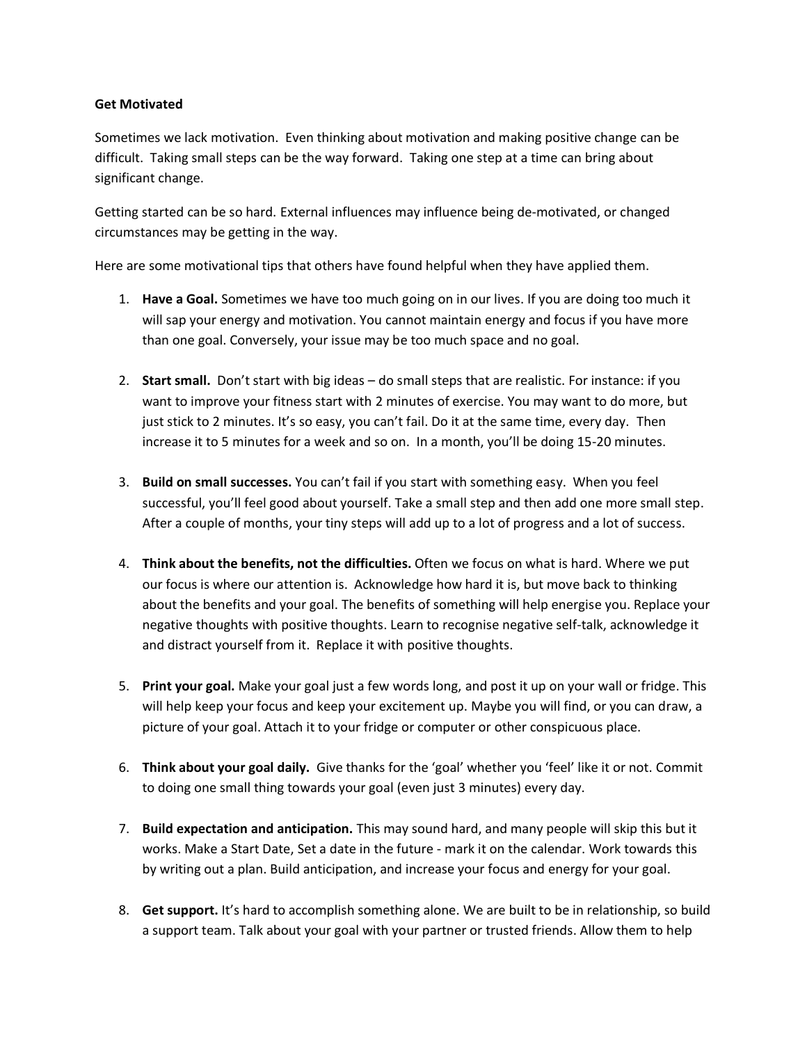**Get Motivated**

Sometimes we lack motivation. Even thinking about motivation and making positive change can be difficult. Taking small steps can be the way forward. Taking one step at a time can bring about significant change.

Getting started can be so hard. External influences may influence being de-motivated, or changed circumstances may be getting in the way.

Here are some motivational tips that others have found helpful when they have applied them.

1. **Have a Goal.** Sometimes we have too much going on in our lives. If you are doing too much it will sap your energy and motivation. You cannot maintain energy and focus if you have more than one goal. Conversely, your issue may be too much space and no goal.

2. **Start small.** Don't start with big ideas – do small steps that are realistic. For instance: if you want to improve your fitness start with 2 minutes of exercise. You may want to do more, but just stick to 2 minutes. It's so easy, you can't fail. Do it at the same time, every day. Then increase it to 5 minutes for a week and so on. In a month, you'll be doing 15-20 minutes.

3. **Build on small successes.** You can't fail if you start with something easy. When you feel successful, you'll feel good about yourself. Take a small step and then add one more small step. After a couple of months, your tiny steps will add up to a lot of progress and a lot of success.

4. **Think about the benefits, not the difficulties.** Often we focus on what is hard. Where we put our focus is where our attention is. Acknowledge how hard it is, but move back to thinking about the benefits and your goal. The benefits of something will help energise you. Replace your negative thoughts with positive thoughts. Learn to recognise negative self-talk, acknowledge it and distract yourself from it. Replace it with positive thoughts.

5. **Print your goal.** Make your goal just a few words long, and post it up on your wall or fridge. This will help keep your focus and keep your excitement up. Maybe you will find, or you can draw, a picture of your goal. Attach it to your fridge or computer or other conspicuous place.

6. **Think about your goal daily.** Give thanks for the 'goal' whether you 'feel' like it or not. Commit to doing one small thing towards your goal (even just 3 minutes) every day.

7. **Build expectation and anticipation.** This may sound hard, and many people will skip this but it works. Make a Start Date, Set a date in the future - mark it on the calendar. Work towards this by writing out a plan. Build anticipation, and increase your focus and energy for your goal.

8. **Get support.** It's hard to accomplish something alone. We are built to be in relationship, so build a support team. Talk about your goal with your partner or trusted friends. Allow them to help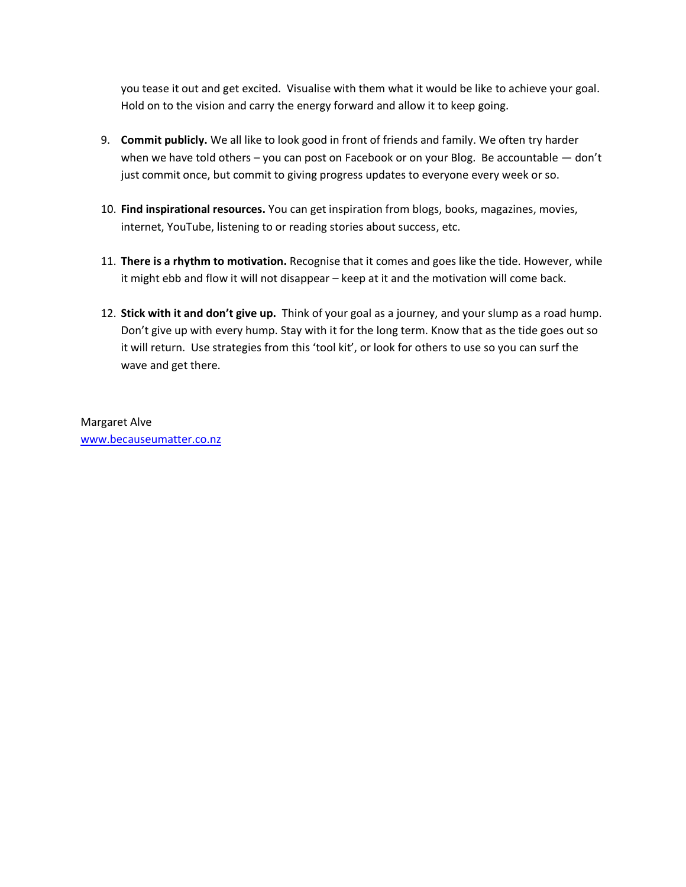you tease it out and get excited. Visualise with them what it would be like to achieve your goal. Hold on to the vision and carry the energy forward and allow it to keep going.

9. **Commit publicly.** We all like to look good in front of friends and family. We often try harder when we have told others – you can post on Facebook or on your Blog. Be accountable — don't just commit once, but commit to giving progress updates to everyone every week or so.

10. **Find inspirational resources.** You can get inspiration from blogs, books, magazines, movies, internet, YouTube, listening to or reading stories about success, etc.

11. **There is a rhythm to motivation.** Recognise that it comes and goes like the tide. However, while it might ebb and flow it will not disappear – keep at it and the motivation will come back.

12. **Stick with it and don't give up.** Think of your goal as a journey, and your slump as a road hump. Don't give up with every hump. Stay with it for the long term. Know that as the tide goes out so it will return. Use strategies from this 'tool kit', or look for others to use so you can surf the wave and get there.

Margaret Alve
[www.becauseumatter.co.nz](http://www.becauseumatter.co.nz)